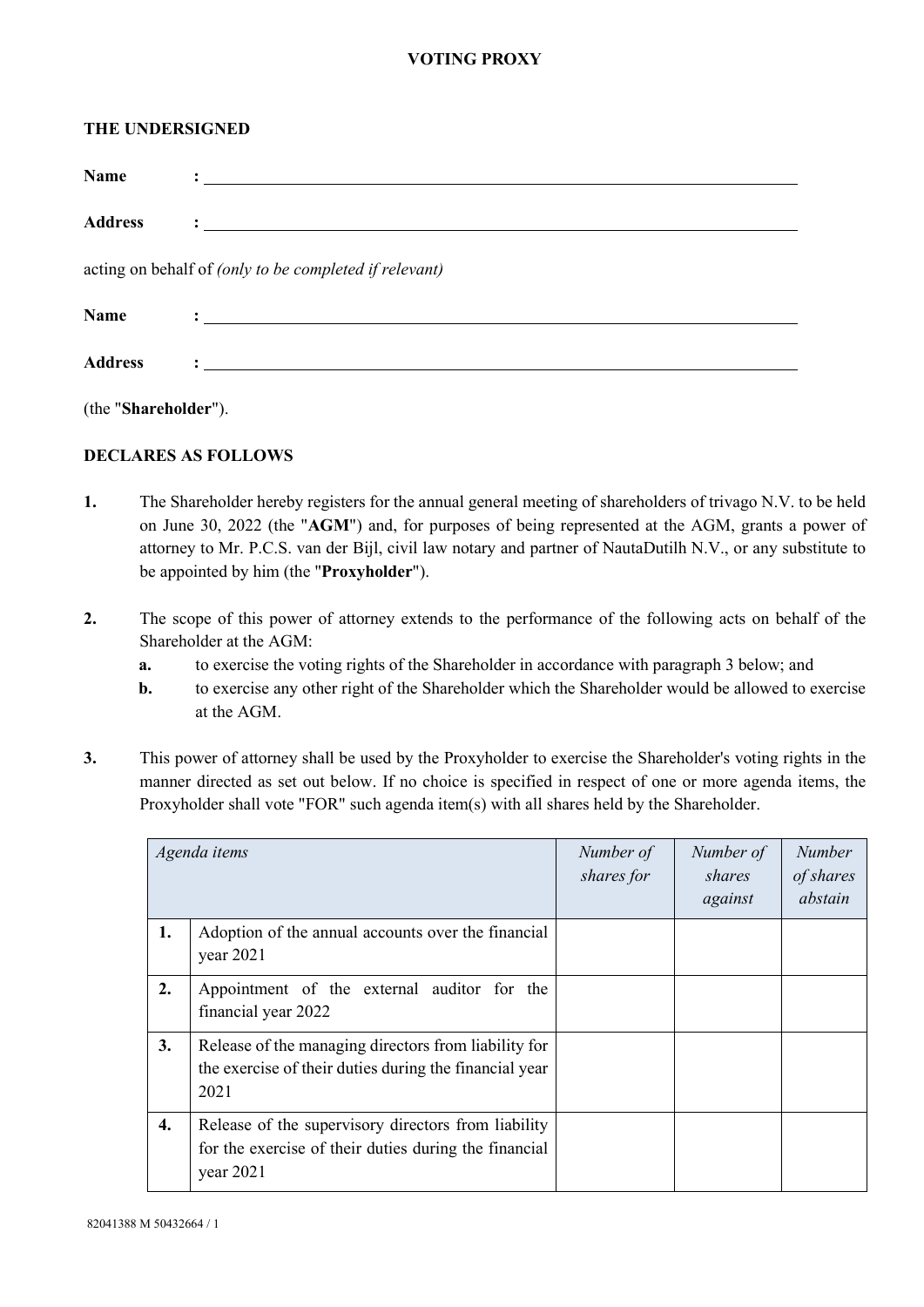# VOTING PROXY

**THE UNDERSIGNED**

**Name** : ______________________________________________

**Address** : ______________________________________________

acting on behalf of *(only to be completed if relevant)*

**Name** : ______________________________________________

**Address** : ______________________________________________

(the "**Shareholder**").

**DECLARES AS FOLLOWS**

**1.** The Shareholder hereby registers for the annual general meeting of shareholders of trivago N.V. to be held on June 30, 2022 (the "**AGM**") and, for purposes of being represented at the AGM, grants a power of attorney to Mr. P.C.S. van der Bijl, civil law notary and partner of NautaDutilh N.V., or any substitute to be appointed by him (the "**Proxyholder**").

**2.** The scope of this power of attorney extends to the performance of the following acts on behalf of the Shareholder at the AGM:

  **a.** to exercise the voting rights of the Shareholder in accordance with paragraph 3 below; and

  **b.** to exercise any other right of the Shareholder which the Shareholder would be allowed to exercise at the AGM.

**3.** This power of attorney shall be used by the Proxyholder to exercise the Shareholder's voting rights in the manner directed as set out below. If no choice is specified in respect of one or more agenda items, the Proxyholder shall vote "FOR" such agenda item(s) with all shares held by the Shareholder.

| *Agenda items* | | *Number of shares for* | *Number of shares against* | *Number of shares abstain* |
|---|---|---|---|---|
| **1.** | Adoption of the annual accounts over the financial year 2021 | | | |
| **2.** | Appointment of the external auditor for the financial year 2022 | | | |
| **3.** | Release of the managing directors from liability for the exercise of their duties during the financial year 2021 | | | |
| **4.** | Release of the supervisory directors from liability for the exercise of their duties during the financial year 2021 | | | |

82041388 M 50432664 / 1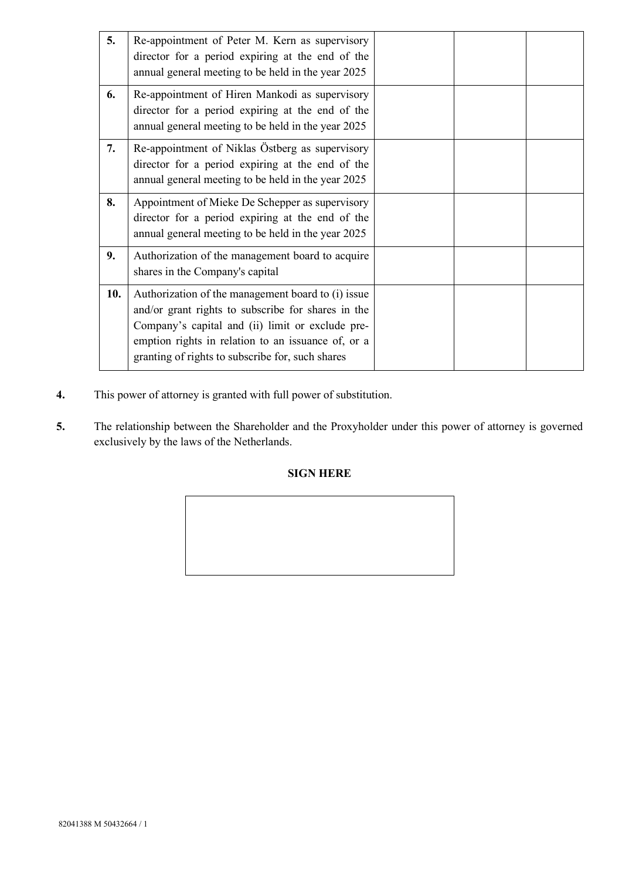| | | | | |
|---|---|---|---|---|
| **5.** | Re-appointment of Peter M. Kern as supervisory director for a period expiring at the end of the annual general meeting to be held in the year 2025 | | | |
| **6.** | Re-appointment of Hiren Mankodi as supervisory director for a period expiring at the end of the annual general meeting to be held in the year 2025 | | | |
| **7.** | Re-appointment of Niklas Östberg as supervisory director for a period expiring at the end of the annual general meeting to be held in the year 2025 | | | |
| **8.** | Appointment of Mieke De Schepper as supervisory director for a period expiring at the end of the annual general meeting to be held in the year 2025 | | | |
| **9.** | Authorization of the management board to acquire shares in the Company's capital | | | |
| **10.** | Authorization of the management board to (i) issue and/or grant rights to subscribe for shares in the Company's capital and (ii) limit or exclude pre-emption rights in relation to an issuance of, or a granting of rights to subscribe for, such shares | | | |

**4.** This power of attorney is granted with full power of substitution.

**5.** The relationship between the Shareholder and the Proxyholder under this power of attorney is governed exclusively by the laws of the Netherlands.

**SIGN HERE**

82041388 M 50432664 / 1